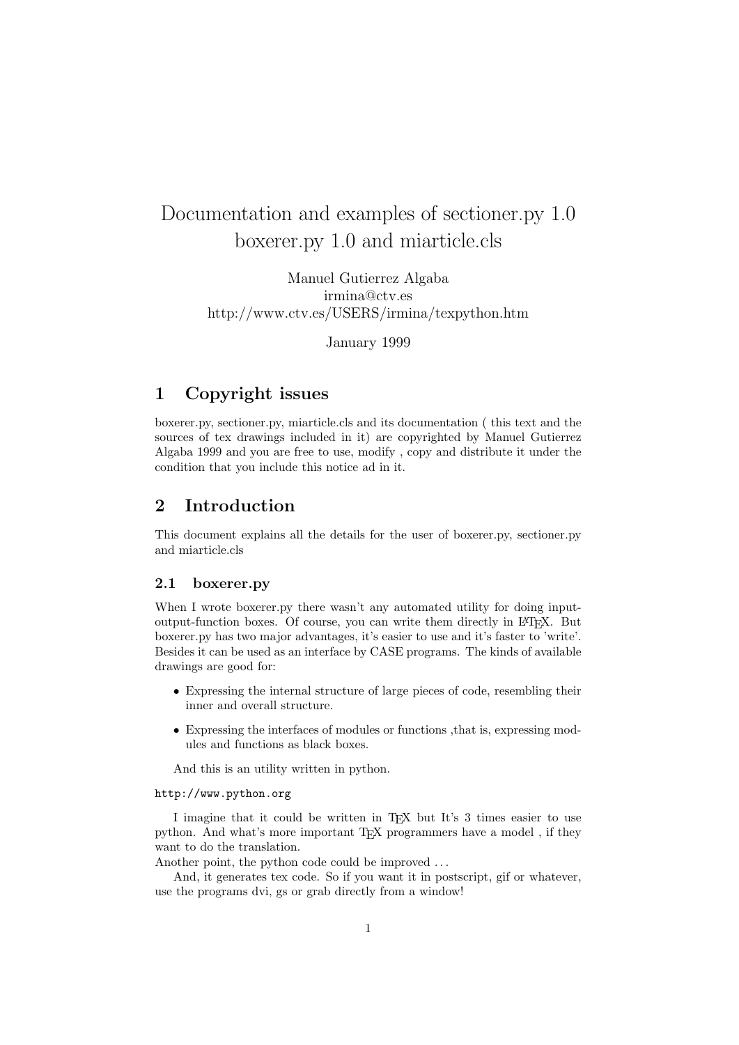# Documentation and examples of sectioner.py 1.0 boxerer.py 1.0 and miarticle.cls

Manuel Gutierrez Algaba
irmina@ctv.es
http://www.ctv.es/USERS/irmina/texpython.htm

January 1999

## 1 Copyright issues

boxerer.py, sectioner.py, miarticle.cls and its documentation ( this text and the sources of tex drawings included in it) are copyrighted by Manuel Gutierrez Algaba 1999 and you are free to use, modify , copy and distribute it under the condition that you include this notice ad in it.

## 2 Introduction

This document explains all the details for the user of boxerer.py, sectioner.py and miarticle.cls

### 2.1 boxerer.py

When I wrote boxerer.py there wasn't any automated utility for doing input-output-function boxes. Of course, you can write them directly in LaTeX. But boxerer.py has two major advantages, it's easier to use and it's faster to 'write'. Besides it can be used as an interface by CASE programs. The kinds of available drawings are good for:

- Expressing the internal structure of large pieces of code, resembling their inner and overall structure.
- Expressing the interfaces of modules or functions ,that is, expressing modules and functions as black boxes.

And this is an utility written in python.

`http://www.python.org`

I imagine that it could be written in TeX but It's 3 times easier to use python. And what's more important TeX programmers have a model , if they want to do the translation.
Another point, the python code could be improved . . .

And, it generates tex code. So if you want it in postscript, gif or whatever, use the programs dvi, gs or grab directly from a window!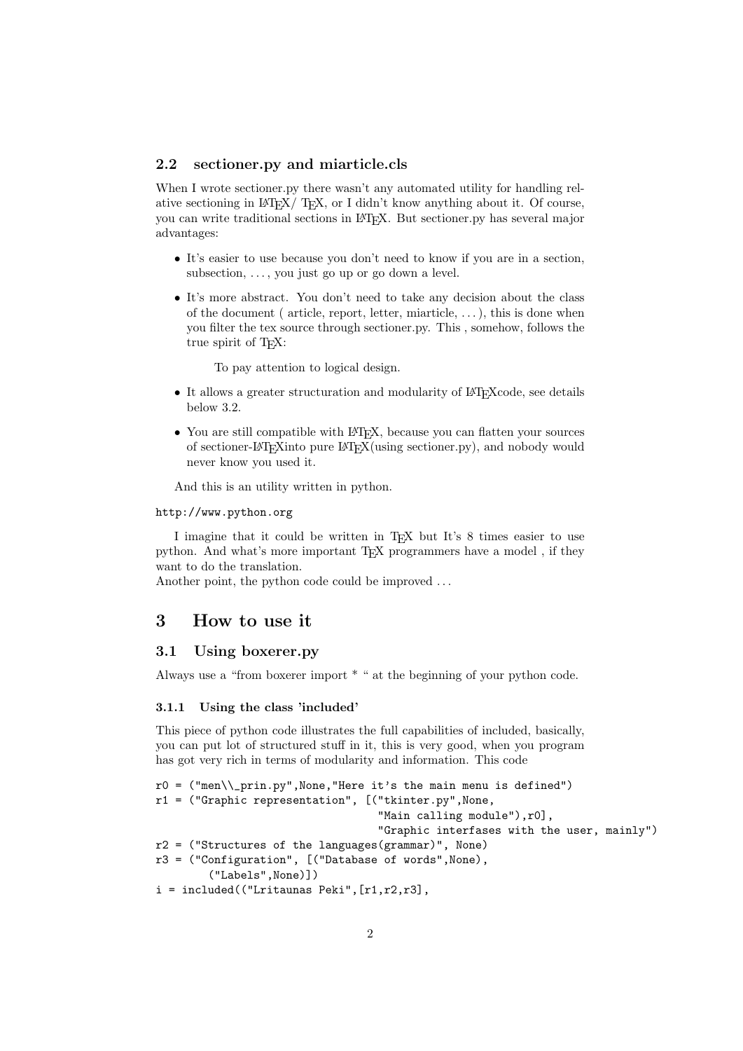### 2.2 sectioner.py and miarticle.cls

When I wrote sectioner.py there wasn't any automated utility for handling relative sectioning in LaTeX/ TeX, or I didn't know anything about it. Of course, you can write traditional sections in LaTeX. But sectioner.py has several major advantages:

- It's easier to use because you don't need to know if you are in a section, subsection, ..., you just go up or go down a level.
- It's more abstract. You don't need to take any decision about the class of the document ( article, report, letter, miarticle, ... ), this is done when you filter the tex source through sectioner.py. This , somehow, follows the true spirit of TeX:

  > To pay attention to logical design.

- It allows a greater structuration and modularity of LaTeXcode, see details below 3.2.
- You are still compatible with LaTeX, because you can flatten your sources of sectioner-LaTeXinto pure LaTeX(using sectioner.py), and nobody would never know you used it.

And this is an utility written in python.

`http://www.python.org`

I imagine that it could be written in TeX but It's 8 times easier to use python. And what's more important TeX programmers have a model , if they want to do the translation.
Another point, the python code could be improved ...

# 3 How to use it

## 3.1 Using boxerer.py

Always use a "from boxerer import * " at the beginning of your python code.

### 3.1.1 Using the class 'included'

This piece of python code illustrates the full capabilities of included, basically, you can put lot of structured stuff in it, this is very good, when you program has got very rich in terms of modularity and information. This code

```
r0 = ("men\\_prin.py",None,"Here it's the main menu is defined")
r1 = ("Graphic representation", [("tkinter.py",None,
                                 "Main calling module"),r0],
                                 "Graphic interfases with the user, mainly")
r2 = ("Structures of the languages(grammar)", None)
r3 = ("Configuration", [("Database of words",None),
        ("Labels",None)])
i = included(("Lritaunas Peki",[r1,r2,r3],
```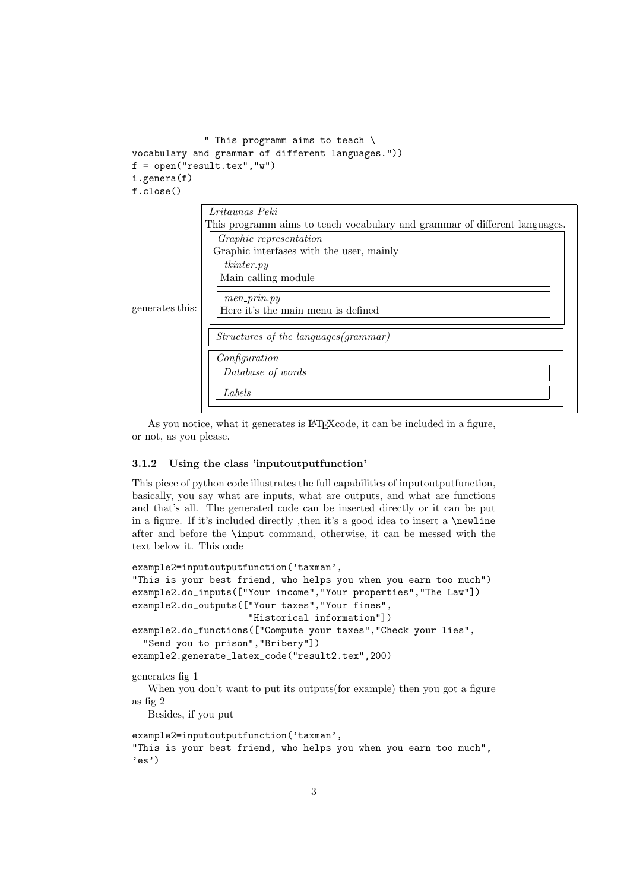```
            " This programm aims to teach \
vocabulary and grammar of different languages."))
f = open("result.tex","w")
i.genera(f)
f.close()
```

generates this:

> *Lritaunas Peki*
> This programm aims to teach vocabulary and grammar of different languages.
>
> > *Graphic representation*
> > Graphic interfases with the user, mainly
> >
> > > *tkinter.py*
> > > Main calling module
> >
> > > *men_prin.py*
> > > Here it's the main menu is defined
>
> > *Structures of the languages(grammar)*
>
> > *Configuration*
> >
> > > *Database of words*
> >
> > > *Labels*

As you notice, what it generates is LaTeXcode, it can be included in a figure, or not, as you please.

### 3.1.2 Using the class 'inputoutputfunction'

This piece of python code illustrates the full capabilities of inputoutputfunction, basically, you say what are inputs, what are outputs, and what are functions and that's all. The generated code can be inserted directly or it can be put in a figure. If it's included directly ,then it's a good idea to insert a `\newline` after and before the `\input` command, otherwise, it can be messed with the text below it. This code

```
example2=inputoutputfunction('taxman',
"This is your best friend, who helps you when you earn too much")
example2.do_inputs(["Your income","Your properties","The Law"])
example2.do_outputs(["Your taxes","Your fines",
                     "Historical information"])
example2.do_functions(["Compute your taxes","Check your lies",
  "Send you to prison","Bribery"])
example2.generate_latex_code("result2.tex",200)
```

generates fig 1

When you don't want to put its outputs(for example) then you got a figure as fig 2

Besides, if you put

```
example2=inputoutputfunction('taxman',
"This is your best friend, who helps you when you earn too much",
'es')
```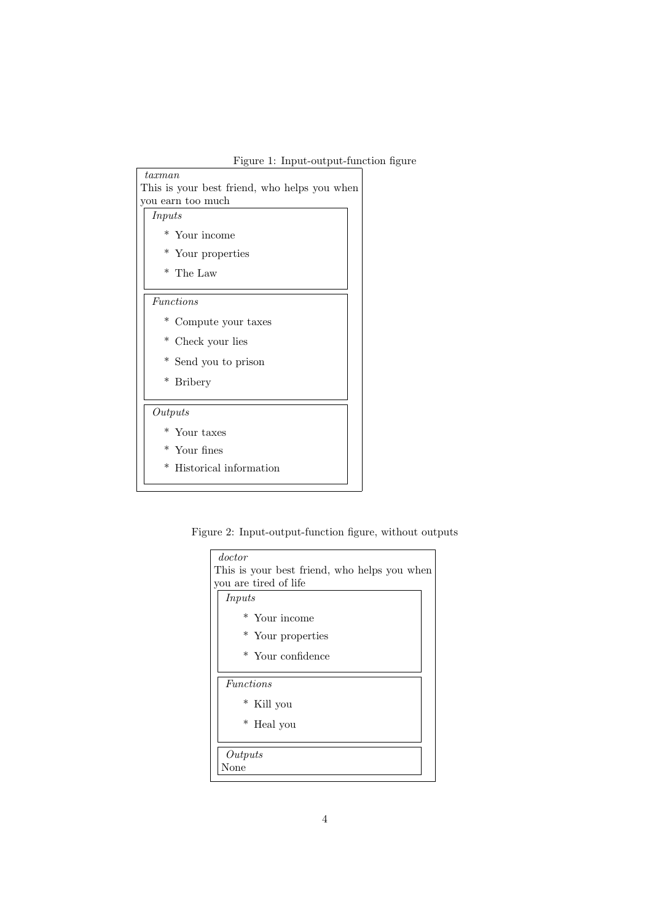Figure 1: Input-output-function figure

*taxman*

This is your best friend, who helps you when you earn too much

*Inputs*

* Your income
* Your properties
* The Law

*Functions*

* Compute your taxes
* Check your lies
* Send you to prison
* Bribery

*Outputs*

* Your taxes
* Your fines
* Historical information

Figure 2: Input-output-function figure, without outputs

*doctor*

This is your best friend, who helps you when you are tired of life

*Inputs*

* Your income
* Your properties
* Your confidence

*Functions*

* Kill you
* Heal you

*Outputs*

None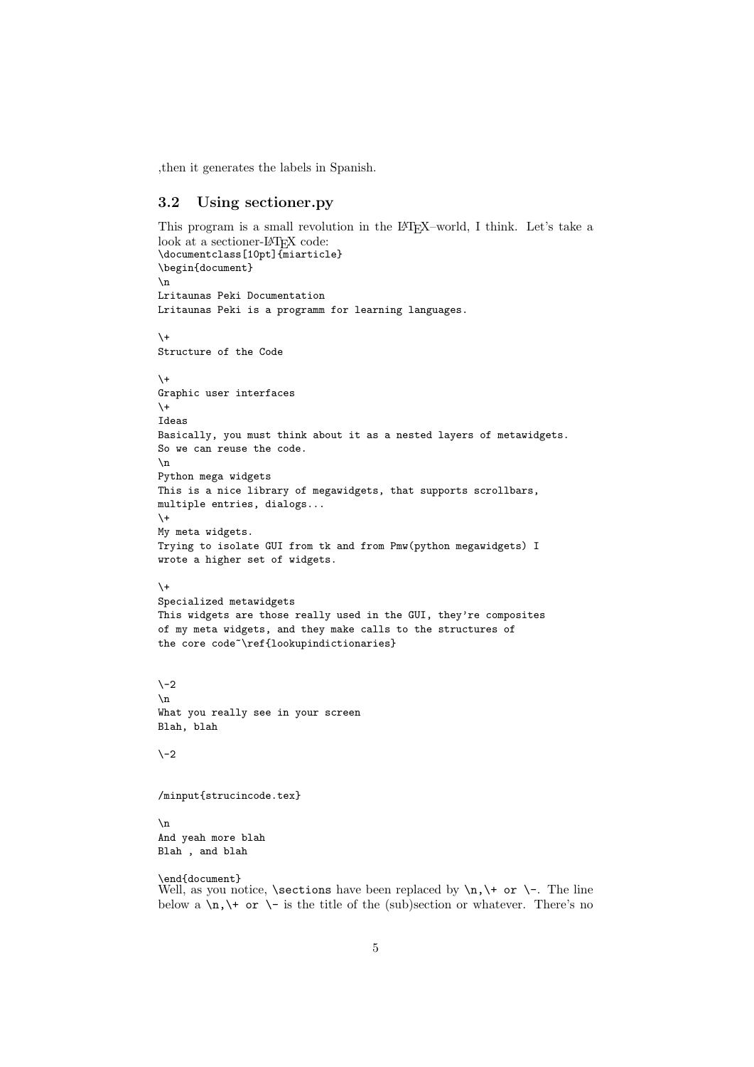,then it generates the labels in Spanish.

### 3.2 Using sectioner.py

This program is a small revolution in the LaTeX–world, I think. Let's take a look at a sectioner-LaTeX code:

```
\documentclass[10pt]{miarticle}
\begin{document}
\n
Lritaunas Peki Documentation
Lritaunas Peki is a programm for learning languages.

\+
Structure of the Code

\+
Graphic user interfaces
\+
Ideas
Basically, you must think about it as a nested layers of metawidgets.
So we can reuse the code.
\n
Python mega widgets
This is a nice library of megawidgets, that supports scrollbars,
multiple entries, dialogs...
\+
My meta widgets.
Trying to isolate GUI from tk and from Pmw(python megawidgets) I
wrote a higher set of widgets.

\+
Specialized metawidgets
This widgets are those really used in the GUI, they're composites
of my meta widgets, and they make calls to the structures of
the core code~\ref{lookupindictionaries}


\-2
\n
What you really see in your screen
Blah, blah

\-2


/minput{strucincode.tex}

\n
And yeah more blah
Blah , and blah

\end{document}
```

Well, as you notice, `\sections` have been replaced by `\n`,`\+` or `\-`. The line below a `\n`,`\+` or `\-` is the title of the (sub)section or whatever. There's no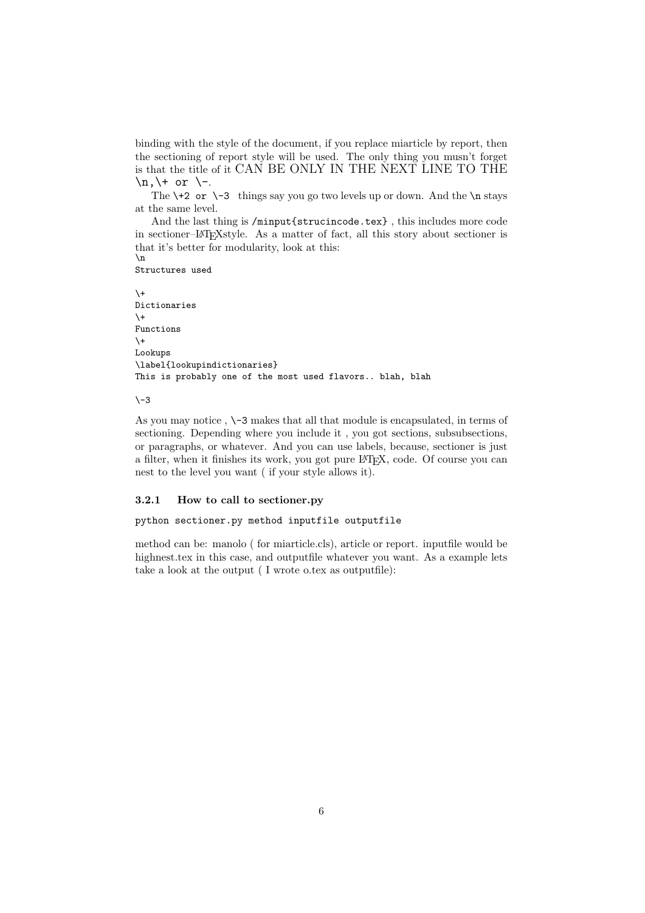binding with the style of the document, if you replace miarticle by report, then the sectioning of report style will be used. The only thing you musn't forget is that the title of it CAN BE ONLY IN THE NEXT LINE TO THE `\n`,`\+` or `\-`.

The `\+2` or `\-3` things say you go two levels up or down. And the `\n` stays at the same level.

And the last thing is `/minput{strucincode.tex}` , this includes more code in sectioner–LaTeXstyle. As a matter of fact, all this story about sectioner is that it's better for modularity, look at this:

```
\n
Structures used

\+
Dictionaries
\+
Functions
\+
Lookups
\label{lookupindictionaries}
This is probably one of the most used flavors.. blah, blah

\-3
```

As you may notice , `\-3` makes that all that module is encapsulated, in terms of sectioning. Depending where you include it , you got sections, subsubsections, or paragraphs, or whatever. And you can use labels, because, sectioner is just a filter, when it finishes its work, you got pure LaTeX, code. Of course you can nest to the level you want ( if your style allows it).

### 3.2.1 How to call to sectioner.py

```
python sectioner.py method inputfile outputfile
```

method can be: manolo ( for miarticle.cls), article or report. inputfile would be highnest.tex in this case, and outputfile whatever you want. As a example lets take a look at the output ( I wrote o.tex as outputfile):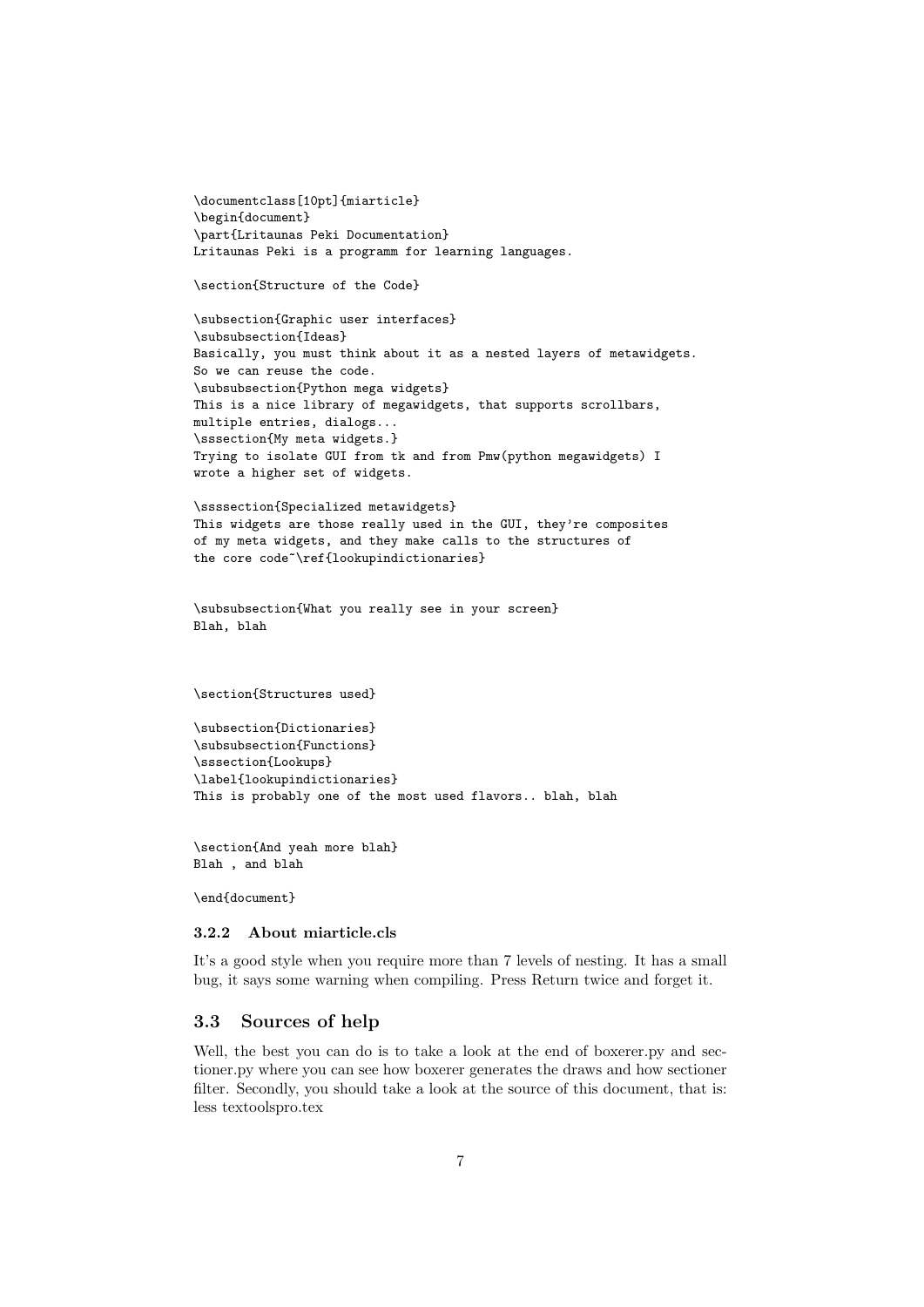```
\documentclass[10pt]{miarticle}
\begin{document}
\part{Lritaunas Peki Documentation}
Lritaunas Peki is a programm for learning languages.

\section{Structure of the Code}

\subsection{Graphic user interfaces}
\subsubsection{Ideas}
Basically, you must think about it as a nested layers of metawidgets.
So we can reuse the code.
\subsubsection{Python mega widgets}
This is a nice library of megawidgets, that supports scrollbars,
multiple entries, dialogs...
\sssection{My meta widgets.}
Trying to isolate GUI from tk and from Pmw(python megawidgets) I
wrote a higher set of widgets.

\ssssection{Specialized metawidgets}
This widgets are those really used in the GUI, they're composites
of my meta widgets, and they make calls to the structures of
the core code~\ref{lookupindictionaries}


\subsubsection{What you really see in your screen}
Blah, blah



\section{Structures used}

\subsection{Dictionaries}
\subsubsection{Functions}
\sssection{Lookups}
\label{lookupindictionaries}
This is probably one of the most used flavors.. blah, blah


\section{And yeah more blah}
Blah , and blah

\end{document}
```

### 3.2.2 About miarticle.cls

It's a good style when you require more than 7 levels of nesting. It has a small bug, it says some warning when compiling. Press Return twice and forget it.

## 3.3 Sources of help

Well, the best you can do is to take a look at the end of boxerer.py and sectioner.py where you can see how boxerer generates the draws and how sectioner filter. Secondly, you should take a look at the source of this document, that is: less textoolspro.tex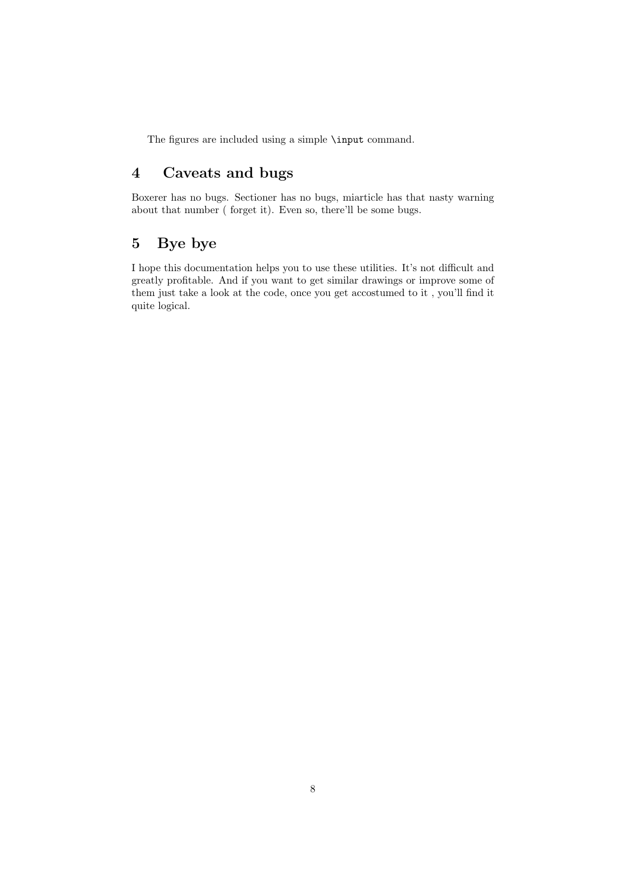The figures are included using a simple `\input` command.

## 4 Caveats and bugs

Boxerer has no bugs. Sectioner has no bugs, miarticle has that nasty warning about that number ( forget it). Even so, there'll be some bugs.

## 5 Bye bye

I hope this documentation helps you to use these utilities. It's not difficult and greatly profitable. And if you want to get similar drawings or improve some of them just take a look at the code, once you get accostumed to it , you'll find it quite logical.